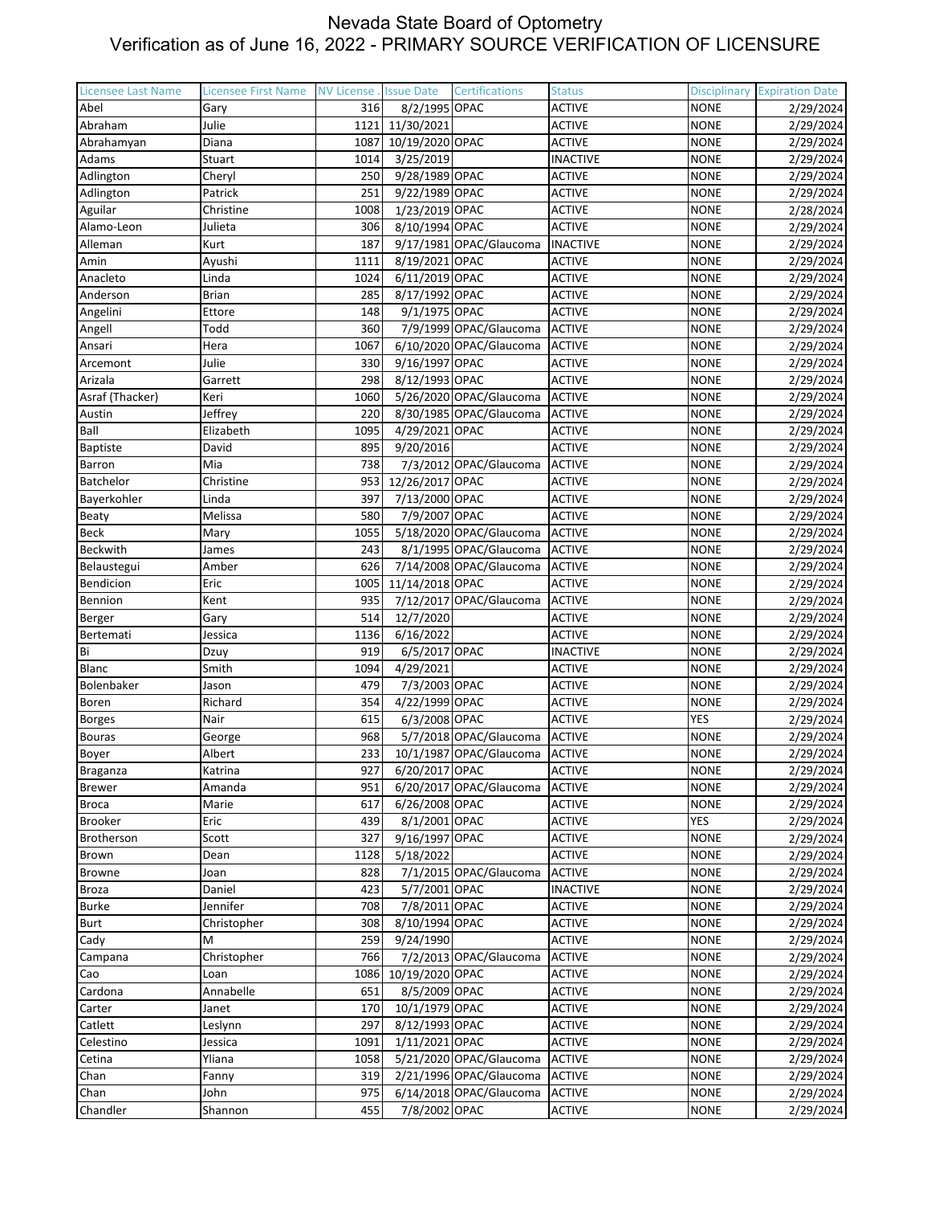# Nevada State Board of Optometry
## Verification as of June 16, 2022 - PRIMARY SOURCE VERIFICATION OF LICENSURE

| Licensee Last Name | Licensee First Name | NV License . | Issue Date | Certifications | Status | Disciplinary | Expiration Date |
|---|---|---|---|---|---|---|---|
| Abel | Gary | 316 | 8/2/1995 | OPAC | ACTIVE | NONE | 2/29/2024 |
| Abraham | Julie | 1121 | 11/30/2021 | | ACTIVE | NONE | 2/29/2024 |
| Abrahamyan | Diana | 1087 | 10/19/2020 | OPAC | ACTIVE | NONE | 2/29/2024 |
| Adams | Stuart | 1014 | 3/25/2019 | | INACTIVE | NONE | 2/29/2024 |
| Adlington | Cheryl | 250 | 9/28/1989 | OPAC | ACTIVE | NONE | 2/29/2024 |
| Adlington | Patrick | 251 | 9/22/1989 | OPAC | ACTIVE | NONE | 2/29/2024 |
| Aguilar | Christine | 1008 | 1/23/2019 | OPAC | ACTIVE | NONE | 2/28/2024 |
| Alamo-Leon | Julieta | 306 | 8/10/1994 | OPAC | ACTIVE | NONE | 2/29/2024 |
| Alleman | Kurt | 187 | 9/17/1981 | OPAC/Glaucoma | INACTIVE | NONE | 2/29/2024 |
| Amin | Ayushi | 1111 | 8/19/2021 | OPAC | ACTIVE | NONE | 2/29/2024 |
| Anacleto | Linda | 1024 | 6/11/2019 | OPAC | ACTIVE | NONE | 2/29/2024 |
| Anderson | Brian | 285 | 8/17/1992 | OPAC | ACTIVE | NONE | 2/29/2024 |
| Angelini | Ettore | 148 | 9/1/1975 | OPAC | ACTIVE | NONE | 2/29/2024 |
| Angell | Todd | 360 | 7/9/1999 | OPAC/Glaucoma | ACTIVE | NONE | 2/29/2024 |
| Ansari | Hera | 1067 | 6/10/2020 | OPAC/Glaucoma | ACTIVE | NONE | 2/29/2024 |
| Arcemont | Julie | 330 | 9/16/1997 | OPAC | ACTIVE | NONE | 2/29/2024 |
| Arizala | Garrett | 298 | 8/12/1993 | OPAC | ACTIVE | NONE | 2/29/2024 |
| Asraf (Thacker) | Keri | 1060 | 5/26/2020 | OPAC/Glaucoma | ACTIVE | NONE | 2/29/2024 |
| Austin | Jeffrey | 220 | 8/30/1985 | OPAC/Glaucoma | ACTIVE | NONE | 2/29/2024 |
| Ball | Elizabeth | 1095 | 4/29/2021 | OPAC | ACTIVE | NONE | 2/29/2024 |
| Baptiste | David | 895 | 9/20/2016 | | ACTIVE | NONE | 2/29/2024 |
| Barron | Mia | 738 | 7/3/2012 | OPAC/Glaucoma | ACTIVE | NONE | 2/29/2024 |
| Batchelor | Christine | 953 | 12/26/2017 | OPAC | ACTIVE | NONE | 2/29/2024 |
| Bayerkohler | Linda | 397 | 7/13/2000 | OPAC | ACTIVE | NONE | 2/29/2024 |
| Beaty | Melissa | 580 | 7/9/2007 | OPAC | ACTIVE | NONE | 2/29/2024 |
| Beck | Mary | 1055 | 5/18/2020 | OPAC/Glaucoma | ACTIVE | NONE | 2/29/2024 |
| Beckwith | James | 243 | 8/1/1995 | OPAC/Glaucoma | ACTIVE | NONE | 2/29/2024 |
| Belaustegui | Amber | 626 | 7/14/2008 | OPAC/Glaucoma | ACTIVE | NONE | 2/29/2024 |
| Bendicion | Eric | 1005 | 11/14/2018 | OPAC | ACTIVE | NONE | 2/29/2024 |
| Bennion | Kent | 935 | 7/12/2017 | OPAC/Glaucoma | ACTIVE | NONE | 2/29/2024 |
| Berger | Gary | 514 | 12/7/2020 | | ACTIVE | NONE | 2/29/2024 |
| Bertemati | Jessica | 1136 | 6/16/2022 | | ACTIVE | NONE | 2/29/2024 |
| Bi | Dzuy | 919 | 6/5/2017 | OPAC | INACTIVE | NONE | 2/29/2024 |
| Blanc | Smith | 1094 | 4/29/2021 | | ACTIVE | NONE | 2/29/2024 |
| Bolenbaker | Jason | 479 | 7/3/2003 | OPAC | ACTIVE | NONE | 2/29/2024 |
| Boren | Richard | 354 | 4/22/1999 | OPAC | ACTIVE | NONE | 2/29/2024 |
| Borges | Nair | 615 | 6/3/2008 | OPAC | ACTIVE | YES | 2/29/2024 |
| Bouras | George | 968 | 5/7/2018 | OPAC/Glaucoma | ACTIVE | NONE | 2/29/2024 |
| Boyer | Albert | 233 | 10/1/1987 | OPAC/Glaucoma | ACTIVE | NONE | 2/29/2024 |
| Braganza | Katrina | 927 | 6/20/2017 | OPAC | ACTIVE | NONE | 2/29/2024 |
| Brewer | Amanda | 951 | 6/20/2017 | OPAC/Glaucoma | ACTIVE | NONE | 2/29/2024 |
| Broca | Marie | 617 | 6/26/2008 | OPAC | ACTIVE | NONE | 2/29/2024 |
| Brooker | Eric | 439 | 8/1/2001 | OPAC | ACTIVE | YES | 2/29/2024 |
| Brotherson | Scott | 327 | 9/16/1997 | OPAC | ACTIVE | NONE | 2/29/2024 |
| Brown | Dean | 1128 | 5/18/2022 | | ACTIVE | NONE | 2/29/2024 |
| Browne | Joan | 828 | 7/1/2015 | OPAC/Glaucoma | ACTIVE | NONE | 2/29/2024 |
| Broza | Daniel | 423 | 5/7/2001 | OPAC | INACTIVE | NONE | 2/29/2024 |
| Burke | Jennifer | 708 | 7/8/2011 | OPAC | ACTIVE | NONE | 2/29/2024 |
| Burt | Christopher | 308 | 8/10/1994 | OPAC | ACTIVE | NONE | 2/29/2024 |
| Cady | M | 259 | 9/24/1990 | | ACTIVE | NONE | 2/29/2024 |
| Campana | Christopher | 766 | 7/2/2013 | OPAC/Glaucoma | ACTIVE | NONE | 2/29/2024 |
| Cao | Loan | 1086 | 10/19/2020 | OPAC | ACTIVE | NONE | 2/29/2024 |
| Cardona | Annabelle | 651 | 8/5/2009 | OPAC | ACTIVE | NONE | 2/29/2024 |
| Carter | Janet | 170 | 10/1/1979 | OPAC | ACTIVE | NONE | 2/29/2024 |
| Catlett | Leslynn | 297 | 8/12/1993 | OPAC | ACTIVE | NONE | 2/29/2024 |
| Celestino | Jessica | 1091 | 1/11/2021 | OPAC | ACTIVE | NONE | 2/29/2024 |
| Cetina | Yliana | 1058 | 5/21/2020 | OPAC/Glaucoma | ACTIVE | NONE | 2/29/2024 |
| Chan | Fanny | 319 | 2/21/1996 | OPAC/Glaucoma | ACTIVE | NONE | 2/29/2024 |
| Chan | John | 975 | 6/14/2018 | OPAC/Glaucoma | ACTIVE | NONE | 2/29/2024 |
| Chandler | Shannon | 455 | 7/8/2002 | OPAC | ACTIVE | NONE | 2/29/2024 |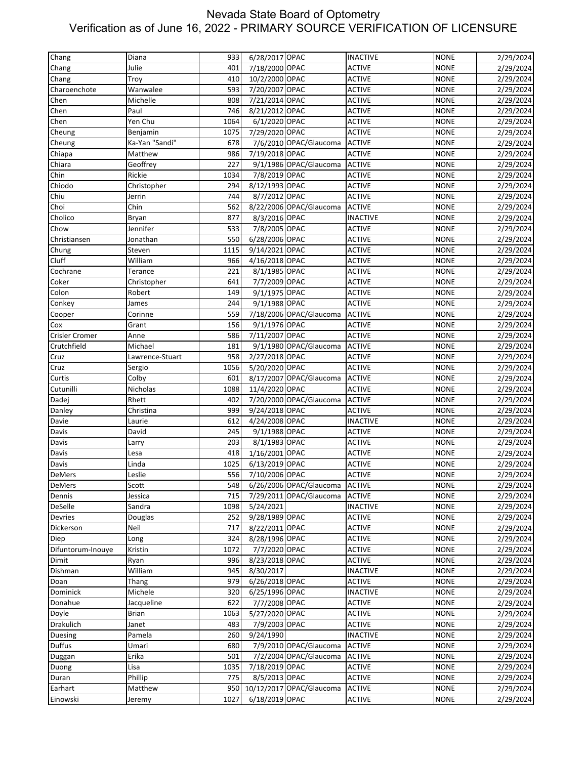# Nevada State Board of Optometry

## Verification as of June 16, 2022 - PRIMARY SOURCE VERIFICATION OF LICENSURE

| | | | | | | | |
|---|---|---|---|---|---|---|---|
| Chang | Diana | 933 | 6/28/2017 | OPAC | INACTIVE | NONE | 2/29/2024 |
| Chang | Julie | 401 | 7/18/2000 | OPAC | ACTIVE | NONE | 2/29/2024 |
| Chang | Troy | 410 | 10/2/2000 | OPAC | ACTIVE | NONE | 2/29/2024 |
| Charoenchote | Wanwalee | 593 | 7/20/2007 | OPAC | ACTIVE | NONE | 2/29/2024 |
| Chen | Michelle | 808 | 7/21/2014 | OPAC | ACTIVE | NONE | 2/29/2024 |
| Chen | Paul | 746 | 8/21/2012 | OPAC | ACTIVE | NONE | 2/29/2024 |
| Chen | Yen Chu | 1064 | 6/1/2020 | OPAC | ACTIVE | NONE | 2/29/2024 |
| Cheung | Benjamin | 1075 | 7/29/2020 | OPAC | ACTIVE | NONE | 2/29/2024 |
| Cheung | Ka-Yan "Sandi" | 678 | 7/6/2010 | OPAC/Glaucoma | ACTIVE | NONE | 2/29/2024 |
| Chiapa | Matthew | 986 | 7/19/2018 | OPAC | ACTIVE | NONE | 2/29/2024 |
| Chiara | Geoffrey | 227 | 9/1/1986 | OPAC/Glaucoma | ACTIVE | NONE | 2/29/2024 |
| Chin | Rickie | 1034 | 7/8/2019 | OPAC | ACTIVE | NONE | 2/29/2024 |
| Chiodo | Christopher | 294 | 8/12/1993 | OPAC | ACTIVE | NONE | 2/29/2024 |
| Chiu | Jerrin | 744 | 8/7/2012 | OPAC | ACTIVE | NONE | 2/29/2024 |
| Choi | Chin | 562 | 8/22/2006 | OPAC/Glaucoma | ACTIVE | NONE | 2/29/2024 |
| Cholico | Bryan | 877 | 8/3/2016 | OPAC | INACTIVE | NONE | 2/29/2024 |
| Chow | Jennifer | 533 | 7/8/2005 | OPAC | ACTIVE | NONE | 2/29/2024 |
| Christiansen | Jonathan | 550 | 6/28/2006 | OPAC | ACTIVE | NONE | 2/29/2024 |
| Chung | Steven | 1115 | 9/14/2021 | OPAC | ACTIVE | NONE | 2/29/2024 |
| Cluff | William | 966 | 4/16/2018 | OPAC | ACTIVE | NONE | 2/29/2024 |
| Cochrane | Terance | 221 | 8/1/1985 | OPAC | ACTIVE | NONE | 2/29/2024 |
| Coker | Christopher | 641 | 7/7/2009 | OPAC | ACTIVE | NONE | 2/29/2024 |
| Colon | Robert | 149 | 9/1/1975 | OPAC | ACTIVE | NONE | 2/29/2024 |
| Conkey | James | 244 | 9/1/1988 | OPAC | ACTIVE | NONE | 2/29/2024 |
| Cooper | Corinne | 559 | 7/18/2006 | OPAC/Glaucoma | ACTIVE | NONE | 2/29/2024 |
| Cox | Grant | 156 | 9/1/1976 | OPAC | ACTIVE | NONE | 2/29/2024 |
| Crisler Cromer | Anne | 586 | 7/11/2007 | OPAC | ACTIVE | NONE | 2/29/2024 |
| Crutchfield | Michael | 181 | 9/1/1980 | OPAC/Glaucoma | ACTIVE | NONE | 2/29/2024 |
| Cruz | Lawrence-Stuart | 958 | 2/27/2018 | OPAC | ACTIVE | NONE | 2/29/2024 |
| Cruz | Sergio | 1056 | 5/20/2020 | OPAC | ACTIVE | NONE | 2/29/2024 |
| Curtis | Colby | 601 | 8/17/2007 | OPAC/Glaucoma | ACTIVE | NONE | 2/29/2024 |
| Cutunilli | Nicholas | 1088 | 11/4/2020 | OPAC | ACTIVE | NONE | 2/29/2024 |
| Dadej | Rhett | 402 | 7/20/2000 | OPAC/Glaucoma | ACTIVE | NONE | 2/29/2024 |
| Danley | Christina | 999 | 9/24/2018 | OPAC | ACTIVE | NONE | 2/29/2024 |
| Davie | Laurie | 612 | 4/24/2008 | OPAC | INACTIVE | NONE | 2/29/2024 |
| Davis | David | 245 | 9/1/1988 | OPAC | ACTIVE | NONE | 2/29/2024 |
| Davis | Larry | 203 | 8/1/1983 | OPAC | ACTIVE | NONE | 2/29/2024 |
| Davis | Lesa | 418 | 1/16/2001 | OPAC | ACTIVE | NONE | 2/29/2024 |
| Davis | Linda | 1025 | 6/13/2019 | OPAC | ACTIVE | NONE | 2/29/2024 |
| DeMers | Leslie | 556 | 7/10/2006 | OPAC | ACTIVE | NONE | 2/29/2024 |
| DeMers | Scott | 548 | 6/26/2006 | OPAC/Glaucoma | ACTIVE | NONE | 2/29/2024 |
| Dennis | Jessica | 715 | 7/29/2011 | OPAC/Glaucoma | ACTIVE | NONE | 2/29/2024 |
| DeSelle | Sandra | 1098 | 5/24/2021 | | INACTIVE | NONE | 2/29/2024 |
| Devries | Douglas | 252 | 9/28/1989 | OPAC | ACTIVE | NONE | 2/29/2024 |
| Dickerson | Neil | 717 | 8/22/2011 | OPAC | ACTIVE | NONE | 2/29/2024 |
| Diep | Long | 324 | 8/28/1996 | OPAC | ACTIVE | NONE | 2/29/2024 |
| Difuntorum-Inouye | Kristin | 1072 | 7/7/2020 | OPAC | ACTIVE | NONE | 2/29/2024 |
| Dimit | Ryan | 996 | 8/23/2018 | OPAC | ACTIVE | NONE | 2/29/2024 |
| Dishman | William | 945 | 8/30/2017 | | INACTIVE | NONE | 2/29/2024 |
| Doan | Thang | 979 | 6/26/2018 | OPAC | ACTIVE | NONE | 2/29/2024 |
| Dominick | Michele | 320 | 6/25/1996 | OPAC | INACTIVE | NONE | 2/29/2024 |
| Donahue | Jacqueline | 622 | 7/7/2008 | OPAC | ACTIVE | NONE | 2/29/2024 |
| Doyle | Brian | 1063 | 5/27/2020 | OPAC | ACTIVE | NONE | 2/29/2024 |
| Drakulich | Janet | 483 | 7/9/2003 | OPAC | ACTIVE | NONE | 2/29/2024 |
| Duesing | Pamela | 260 | 9/24/1990 | | INACTIVE | NONE | 2/29/2024 |
| Duffus | Umari | 680 | 7/9/2010 | OPAC/Glaucoma | ACTIVE | NONE | 2/29/2024 |
| Duggan | Erika | 501 | 7/2/2004 | OPAC/Glaucoma | ACTIVE | NONE | 2/29/2024 |
| Duong | Lisa | 1035 | 7/18/2019 | OPAC | ACTIVE | NONE | 2/29/2024 |
| Duran | Phillip | 775 | 8/5/2013 | OPAC | ACTIVE | NONE | 2/29/2024 |
| Earhart | Matthew | 950 | 10/12/2017 | OPAC/Glaucoma | ACTIVE | NONE | 2/29/2024 |
| Einowski | Jeremy | 1027 | 6/18/2019 | OPAC | ACTIVE | NONE | 2/29/2024 |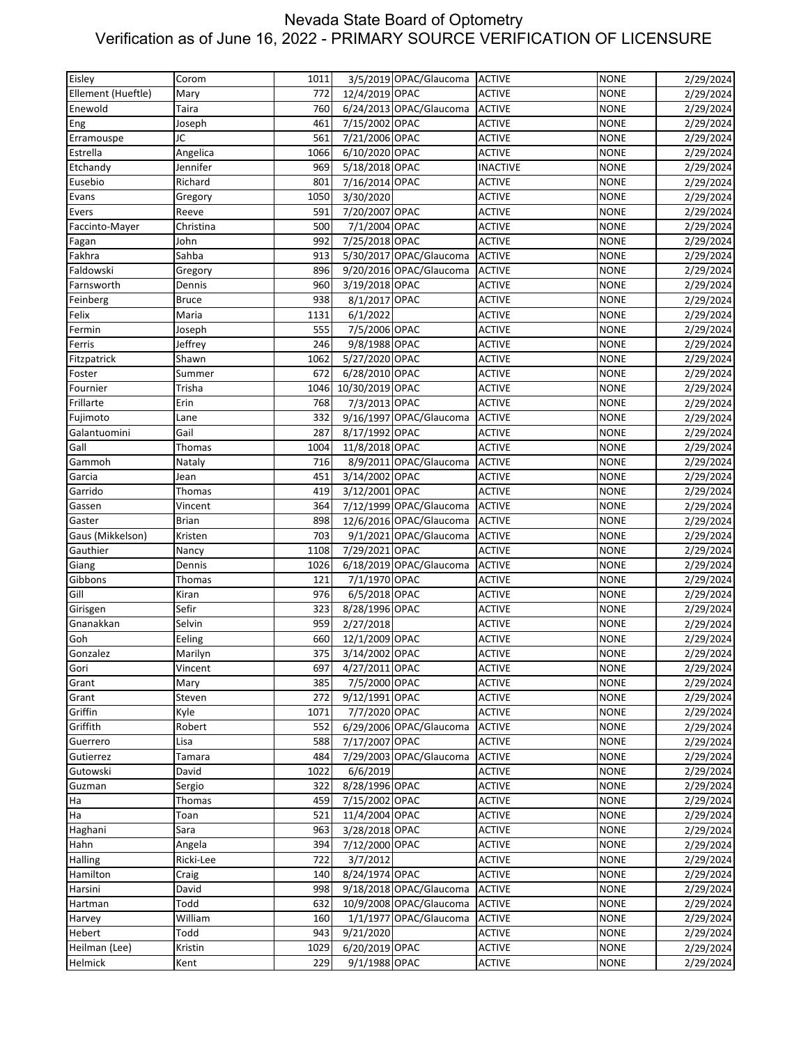# Nevada State Board of Optometry
## Verification as of June 16, 2022 - PRIMARY SOURCE VERIFICATION OF LICENSURE

| | | | | | | | |
|---|---|---|---|---|---|---|---|
| Eisley | Corom | 1011 | 3/5/2019 | OPAC/Glaucoma | ACTIVE | NONE | 2/29/2024 |
| Ellement (Hueftle) | Mary | 772 | 12/4/2019 | OPAC | ACTIVE | NONE | 2/29/2024 |
| Enewold | Taira | 760 | 6/24/2013 | OPAC/Glaucoma | ACTIVE | NONE | 2/29/2024 |
| Eng | Joseph | 461 | 7/15/2002 | OPAC | ACTIVE | NONE | 2/29/2024 |
| Erramouspe | JC | 561 | 7/21/2006 | OPAC | ACTIVE | NONE | 2/29/2024 |
| Estrella | Angelica | 1066 | 6/10/2020 | OPAC | ACTIVE | NONE | 2/29/2024 |
| Etchandy | Jennifer | 969 | 5/18/2018 | OPAC | INACTIVE | NONE | 2/29/2024 |
| Eusebio | Richard | 801 | 7/16/2014 | OPAC | ACTIVE | NONE | 2/29/2024 |
| Evans | Gregory | 1050 | 3/30/2020 | | ACTIVE | NONE | 2/29/2024 |
| Evers | Reeve | 591 | 7/20/2007 | OPAC | ACTIVE | NONE | 2/29/2024 |
| Faccinto-Mayer | Christina | 500 | 7/1/2004 | OPAC | ACTIVE | NONE | 2/29/2024 |
| Fagan | John | 992 | 7/25/2018 | OPAC | ACTIVE | NONE | 2/29/2024 |
| Fakhra | Sahba | 913 | 5/30/2017 | OPAC/Glaucoma | ACTIVE | NONE | 2/29/2024 |
| Faldowski | Gregory | 896 | 9/20/2016 | OPAC/Glaucoma | ACTIVE | NONE | 2/29/2024 |
| Farnsworth | Dennis | 960 | 3/19/2018 | OPAC | ACTIVE | NONE | 2/29/2024 |
| Feinberg | Bruce | 938 | 8/1/2017 | OPAC | ACTIVE | NONE | 2/29/2024 |
| Felix | Maria | 1131 | 6/1/2022 | | ACTIVE | NONE | 2/29/2024 |
| Fermin | Joseph | 555 | 7/5/2006 | OPAC | ACTIVE | NONE | 2/29/2024 |
| Ferris | Jeffrey | 246 | 9/8/1988 | OPAC | ACTIVE | NONE | 2/29/2024 |
| Fitzpatrick | Shawn | 1062 | 5/27/2020 | OPAC | ACTIVE | NONE | 2/29/2024 |
| Foster | Summer | 672 | 6/28/2010 | OPAC | ACTIVE | NONE | 2/29/2024 |
| Fournier | Trisha | 1046 | 10/30/2019 | OPAC | ACTIVE | NONE | 2/29/2024 |
| Frillarte | Erin | 768 | 7/3/2013 | OPAC | ACTIVE | NONE | 2/29/2024 |
| Fujimoto | Lane | 332 | 9/16/1997 | OPAC/Glaucoma | ACTIVE | NONE | 2/29/2024 |
| Galantuomini | Gail | 287 | 8/17/1992 | OPAC | ACTIVE | NONE | 2/29/2024 |
| Gall | Thomas | 1004 | 11/8/2018 | OPAC | ACTIVE | NONE | 2/29/2024 |
| Gammoh | Nataly | 716 | 8/9/2011 | OPAC/Glaucoma | ACTIVE | NONE | 2/29/2024 |
| Garcia | Jean | 451 | 3/14/2002 | OPAC | ACTIVE | NONE | 2/29/2024 |
| Garrido | Thomas | 419 | 3/12/2001 | OPAC | ACTIVE | NONE | 2/29/2024 |
| Gassen | Vincent | 364 | 7/12/1999 | OPAC/Glaucoma | ACTIVE | NONE | 2/29/2024 |
| Gaster | Brian | 898 | 12/6/2016 | OPAC/Glaucoma | ACTIVE | NONE | 2/29/2024 |
| Gaus (Mikkelson) | Kristen | 703 | 9/1/2021 | OPAC/Glaucoma | ACTIVE | NONE | 2/29/2024 |
| Gauthier | Nancy | 1108 | 7/29/2021 | OPAC | ACTIVE | NONE | 2/29/2024 |
| Giang | Dennis | 1026 | 6/18/2019 | OPAC/Glaucoma | ACTIVE | NONE | 2/29/2024 |
| Gibbons | Thomas | 121 | 7/1/1970 | OPAC | ACTIVE | NONE | 2/29/2024 |
| Gill | Kiran | 976 | 6/5/2018 | OPAC | ACTIVE | NONE | 2/29/2024 |
| Girisgen | Sefir | 323 | 8/28/1996 | OPAC | ACTIVE | NONE | 2/29/2024 |
| Gnanakkan | Selvin | 959 | 2/27/2018 | | ACTIVE | NONE | 2/29/2024 |
| Goh | Eeling | 660 | 12/1/2009 | OPAC | ACTIVE | NONE | 2/29/2024 |
| Gonzalez | Marilyn | 375 | 3/14/2002 | OPAC | ACTIVE | NONE | 2/29/2024 |
| Gori | Vincent | 697 | 4/27/2011 | OPAC | ACTIVE | NONE | 2/29/2024 |
| Grant | Mary | 385 | 7/5/2000 | OPAC | ACTIVE | NONE | 2/29/2024 |
| Grant | Steven | 272 | 9/12/1991 | OPAC | ACTIVE | NONE | 2/29/2024 |
| Griffin | Kyle | 1071 | 7/7/2020 | OPAC | ACTIVE | NONE | 2/29/2024 |
| Griffith | Robert | 552 | 6/29/2006 | OPAC/Glaucoma | ACTIVE | NONE | 2/29/2024 |
| Guerrero | Lisa | 588 | 7/17/2007 | OPAC | ACTIVE | NONE | 2/29/2024 |
| Gutierrez | Tamara | 484 | 7/29/2003 | OPAC/Glaucoma | ACTIVE | NONE | 2/29/2024 |
| Gutowski | David | 1022 | 6/6/2019 | | ACTIVE | NONE | 2/29/2024 |
| Guzman | Sergio | 322 | 8/28/1996 | OPAC | ACTIVE | NONE | 2/29/2024 |
| Ha | Thomas | 459 | 7/15/2002 | OPAC | ACTIVE | NONE | 2/29/2024 |
| Ha | Toan | 521 | 11/4/2004 | OPAC | ACTIVE | NONE | 2/29/2024 |
| Haghani | Sara | 963 | 3/28/2018 | OPAC | ACTIVE | NONE | 2/29/2024 |
| Hahn | Angela | 394 | 7/12/2000 | OPAC | ACTIVE | NONE | 2/29/2024 |
| Halling | Ricki-Lee | 722 | 3/7/2012 | | ACTIVE | NONE | 2/29/2024 |
| Hamilton | Craig | 140 | 8/24/1974 | OPAC | ACTIVE | NONE | 2/29/2024 |
| Harsini | David | 998 | 9/18/2018 | OPAC/Glaucoma | ACTIVE | NONE | 2/29/2024 |
| Hartman | Todd | 632 | 10/9/2008 | OPAC/Glaucoma | ACTIVE | NONE | 2/29/2024 |
| Harvey | William | 160 | 1/1/1977 | OPAC/Glaucoma | ACTIVE | NONE | 2/29/2024 |
| Hebert | Todd | 943 | 9/21/2020 | | ACTIVE | NONE | 2/29/2024 |
| Heilman (Lee) | Kristin | 1029 | 6/20/2019 | OPAC | ACTIVE | NONE | 2/29/2024 |
| Helmick | Kent | 229 | 9/1/1988 | OPAC | ACTIVE | NONE | 2/29/2024 |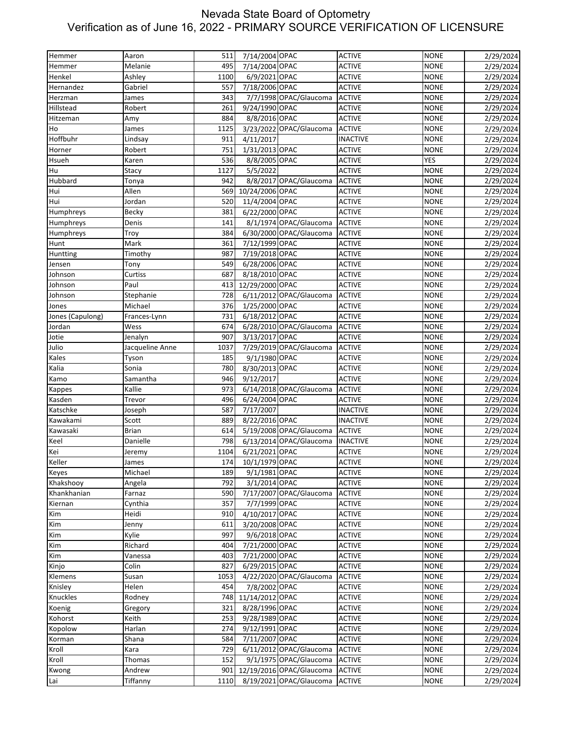# Nevada State Board of Optometry
## Verification as of June 16, 2022 - PRIMARY SOURCE VERIFICATION OF LICENSURE

| | | | | | | | |
|---|---|---|---|---|---|---|---|
| Hemmer | Aaron | 511 | 7/14/2004 | OPAC | ACTIVE | NONE | 2/29/2024 |
| Hemmer | Melanie | 495 | 7/14/2004 | OPAC | ACTIVE | NONE | 2/29/2024 |
| Henkel | Ashley | 1100 | 6/9/2021 | OPAC | ACTIVE | NONE | 2/29/2024 |
| Hernandez | Gabriel | 557 | 7/18/2006 | OPAC | ACTIVE | NONE | 2/29/2024 |
| Herzman | James | 343 | 7/7/1998 | OPAC/Glaucoma | ACTIVE | NONE | 2/29/2024 |
| Hillstead | Robert | 261 | 9/24/1990 | OPAC | ACTIVE | NONE | 2/29/2024 |
| Hitzeman | Amy | 884 | 8/8/2016 | OPAC | ACTIVE | NONE | 2/29/2024 |
| Ho | James | 1125 | 3/23/2022 | OPAC/Glaucoma | ACTIVE | NONE | 2/29/2024 |
| Hoffbuhr | Lindsay | 911 | 4/11/2017 | | INACTIVE | NONE | 2/29/2024 |
| Horner | Robert | 751 | 1/31/2013 | OPAC | ACTIVE | NONE | 2/29/2024 |
| Hsueh | Karen | 536 | 8/8/2005 | OPAC | ACTIVE | YES | 2/29/2024 |
| Hu | Stacy | 1127 | 5/5/2022 | | ACTIVE | NONE | 2/29/2024 |
| Hubbard | Tonya | 942 | 8/8/2017 | OPAC/Glaucoma | ACTIVE | NONE | 2/29/2024 |
| Hui | Allen | 569 | 10/24/2006 | OPAC | ACTIVE | NONE | 2/29/2024 |
| Hui | Jordan | 520 | 11/4/2004 | OPAC | ACTIVE | NONE | 2/29/2024 |
| Humphreys | Becky | 381 | 6/22/2000 | OPAC | ACTIVE | NONE | 2/29/2024 |
| Humphreys | Denis | 141 | 8/1/1974 | OPAC/Glaucoma | ACTIVE | NONE | 2/29/2024 |
| Humphreys | Troy | 384 | 6/30/2000 | OPAC/Glaucoma | ACTIVE | NONE | 2/29/2024 |
| Hunt | Mark | 361 | 7/12/1999 | OPAC | ACTIVE | NONE | 2/29/2024 |
| Huntting | Timothy | 987 | 7/19/2018 | OPAC | ACTIVE | NONE | 2/29/2024 |
| Jensen | Tony | 549 | 6/28/2006 | OPAC | ACTIVE | NONE | 2/29/2024 |
| Johnson | Curtiss | 687 | 8/18/2010 | OPAC | ACTIVE | NONE | 2/29/2024 |
| Johnson | Paul | 413 | 12/29/2000 | OPAC | ACTIVE | NONE | 2/29/2024 |
| Johnson | Stephanie | 728 | 6/11/2012 | OPAC/Glaucoma | ACTIVE | NONE | 2/29/2024 |
| Jones | Michael | 376 | 1/25/2000 | OPAC | ACTIVE | NONE | 2/29/2024 |
| Jones (Capulong) | Frances-Lynn | 731 | 6/18/2012 | OPAC | ACTIVE | NONE | 2/29/2024 |
| Jordan | Wess | 674 | 6/28/2010 | OPAC/Glaucoma | ACTIVE | NONE | 2/29/2024 |
| Jotie | Jenalyn | 907 | 3/13/2017 | OPAC | ACTIVE | NONE | 2/29/2024 |
| Julio | Jacqueline Anne | 1037 | 7/29/2019 | OPAC/Glaucoma | ACTIVE | NONE | 2/29/2024 |
| Kales | Tyson | 185 | 9/1/1980 | OPAC | ACTIVE | NONE | 2/29/2024 |
| Kalia | Sonia | 780 | 8/30/2013 | OPAC | ACTIVE | NONE | 2/29/2024 |
| Kamo | Samantha | 946 | 9/12/2017 | | ACTIVE | NONE | 2/29/2024 |
| Kappes | Kallie | 973 | 6/14/2018 | OPAC/Glaucoma | ACTIVE | NONE | 2/29/2024 |
| Kasden | Trevor | 496 | 6/24/2004 | OPAC | ACTIVE | NONE | 2/29/2024 |
| Katschke | Joseph | 587 | 7/17/2007 | | INACTIVE | NONE | 2/29/2024 |
| Kawakami | Scott | 889 | 8/22/2016 | OPAC | INACTIVE | NONE | 2/29/2024 |
| Kawasaki | Brian | 614 | 5/19/2008 | OPAC/Glaucoma | ACTIVE | NONE | 2/29/2024 |
| Keel | Danielle | 798 | 6/13/2014 | OPAC/Glaucoma | INACTIVE | NONE | 2/29/2024 |
| Kei | Jeremy | 1104 | 6/21/2021 | OPAC | ACTIVE | NONE | 2/29/2024 |
| Keller | James | 174 | 10/1/1979 | OPAC | ACTIVE | NONE | 2/29/2024 |
| Keyes | Michael | 189 | 9/1/1981 | OPAC | ACTIVE | NONE | 2/29/2024 |
| Khakshooy | Angela | 792 | 3/1/2014 | OPAC | ACTIVE | NONE | 2/29/2024 |
| Khankhanian | Farnaz | 590 | 7/17/2007 | OPAC/Glaucoma | ACTIVE | NONE | 2/29/2024 |
| Kiernan | Cynthia | 357 | 7/7/1999 | OPAC | ACTIVE | NONE | 2/29/2024 |
| Kim | Heidi | 910 | 4/10/2017 | OPAC | ACTIVE | NONE | 2/29/2024 |
| Kim | Jenny | 611 | 3/20/2008 | OPAC | ACTIVE | NONE | 2/29/2024 |
| Kim | Kylie | 997 | 9/6/2018 | OPAC | ACTIVE | NONE | 2/29/2024 |
| Kim | Richard | 404 | 7/21/2000 | OPAC | ACTIVE | NONE | 2/29/2024 |
| Kim | Vanessa | 403 | 7/21/2000 | OPAC | ACTIVE | NONE | 2/29/2024 |
| Kinjo | Colin | 827 | 6/29/2015 | OPAC | ACTIVE | NONE | 2/29/2024 |
| Klemens | Susan | 1053 | 4/22/2020 | OPAC/Glaucoma | ACTIVE | NONE | 2/29/2024 |
| Knisley | Helen | 454 | 7/8/2002 | OPAC | ACTIVE | NONE | 2/29/2024 |
| Knuckles | Rodney | 748 | 11/14/2012 | OPAC | ACTIVE | NONE | 2/29/2024 |
| Koenig | Gregory | 321 | 8/28/1996 | OPAC | ACTIVE | NONE | 2/29/2024 |
| Kohorst | Keith | 253 | 9/28/1989 | OPAC | ACTIVE | NONE | 2/29/2024 |
| Kopolow | Harlan | 274 | 9/12/1991 | OPAC | ACTIVE | NONE | 2/29/2024 |
| Korman | Shana | 584 | 7/11/2007 | OPAC | ACTIVE | NONE | 2/29/2024 |
| Kroll | Kara | 729 | 6/11/2012 | OPAC/Glaucoma | ACTIVE | NONE | 2/29/2024 |
| Kroll | Thomas | 152 | 9/1/1975 | OPAC/Glaucoma | ACTIVE | NONE | 2/29/2024 |
| Kwong | Andrew | 901 | 12/19/2016 | OPAC/Glaucoma | ACTIVE | NONE | 2/29/2024 |
| Lai | Tiffanny | 1110 | 8/19/2021 | OPAC/Glaucoma | ACTIVE | NONE | 2/29/2024 |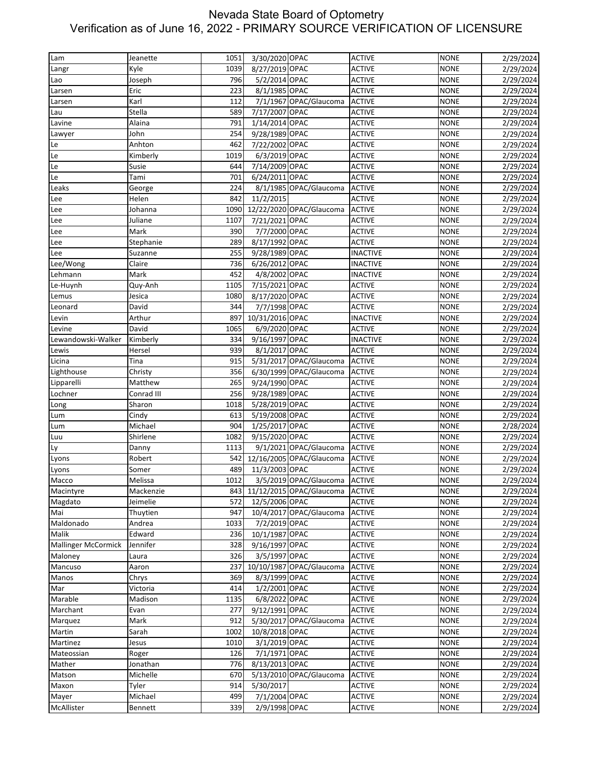# Nevada State Board of Optometry
## Verification as of June 16, 2022 - PRIMARY SOURCE VERIFICATION OF LICENSURE

| | | | | | | | |
|---|---|---|---|---|---|---|---|
| Lam | Jeanette | 1051 | 3/30/2020 | OPAC | ACTIVE | NONE | 2/29/2024 |
| Langr | Kyle | 1039 | 8/27/2019 | OPAC | ACTIVE | NONE | 2/29/2024 |
| Lao | Joseph | 796 | 5/2/2014 | OPAC | ACTIVE | NONE | 2/29/2024 |
| Larsen | Eric | 223 | 8/1/1985 | OPAC | ACTIVE | NONE | 2/29/2024 |
| Larsen | Karl | 112 | 7/1/1967 | OPAC/Glaucoma | ACTIVE | NONE | 2/29/2024 |
| Lau | Stella | 589 | 7/17/2007 | OPAC | ACTIVE | NONE | 2/29/2024 |
| Lavine | Alaina | 791 | 1/14/2014 | OPAC | ACTIVE | NONE | 2/29/2024 |
| Lawyer | John | 254 | 9/28/1989 | OPAC | ACTIVE | NONE | 2/29/2024 |
| Le | Anhton | 462 | 7/22/2002 | OPAC | ACTIVE | NONE | 2/29/2024 |
| Le | Kimberly | 1019 | 6/3/2019 | OPAC | ACTIVE | NONE | 2/29/2024 |
| Le | Susie | 644 | 7/14/2009 | OPAC | ACTIVE | NONE | 2/29/2024 |
| Le | Tami | 701 | 6/24/2011 | OPAC | ACTIVE | NONE | 2/29/2024 |
| Leaks | George | 224 | 8/1/1985 | OPAC/Glaucoma | ACTIVE | NONE | 2/29/2024 |
| Lee | Helen | 842 | 11/2/2015 | | ACTIVE | NONE | 2/29/2024 |
| Lee | Johanna | 1090 | 12/22/2020 | OPAC/Glaucoma | ACTIVE | NONE | 2/29/2024 |
| Lee | Juliane | 1107 | 7/21/2021 | OPAC | ACTIVE | NONE | 2/29/2024 |
| Lee | Mark | 390 | 7/7/2000 | OPAC | ACTIVE | NONE | 2/29/2024 |
| Lee | Stephanie | 289 | 8/17/1992 | OPAC | ACTIVE | NONE | 2/29/2024 |
| Lee | Suzanne | 255 | 9/28/1989 | OPAC | INACTIVE | NONE | 2/29/2024 |
| Lee/Wong | Claire | 736 | 6/26/2012 | OPAC | INACTIVE | NONE | 2/29/2024 |
| Lehmann | Mark | 452 | 4/8/2002 | OPAC | INACTIVE | NONE | 2/29/2024 |
| Le-Huynh | Quy-Anh | 1105 | 7/15/2021 | OPAC | ACTIVE | NONE | 2/29/2024 |
| Lemus | Jesica | 1080 | 8/17/2020 | OPAC | ACTIVE | NONE | 2/29/2024 |
| Leonard | David | 344 | 7/7/1998 | OPAC | ACTIVE | NONE | 2/29/2024 |
| Levin | Arthur | 897 | 10/31/2016 | OPAC | INACTIVE | NONE | 2/29/2024 |
| Levine | David | 1065 | 6/9/2020 | OPAC | ACTIVE | NONE | 2/29/2024 |
| Lewandowski-Walker | Kimberly | 334 | 9/16/1997 | OPAC | INACTIVE | NONE | 2/29/2024 |
| Lewis | Hersel | 939 | 8/1/2017 | OPAC | ACTIVE | NONE | 2/29/2024 |
| Licina | Tina | 915 | 5/31/2017 | OPAC/Glaucoma | ACTIVE | NONE | 2/29/2024 |
| Lighthouse | Christy | 356 | 6/30/1999 | OPAC/Glaucoma | ACTIVE | NONE | 2/29/2024 |
| Lipparelli | Matthew | 265 | 9/24/1990 | OPAC | ACTIVE | NONE | 2/29/2024 |
| Lochner | Conrad III | 256 | 9/28/1989 | OPAC | ACTIVE | NONE | 2/29/2024 |
| Long | Sharon | 1018 | 5/28/2019 | OPAC | ACTIVE | NONE | 2/29/2024 |
| Lum | Cindy | 613 | 5/19/2008 | OPAC | ACTIVE | NONE | 2/29/2024 |
| Lum | Michael | 904 | 1/25/2017 | OPAC | ACTIVE | NONE | 2/28/2024 |
| Luu | Shirlene | 1082 | 9/15/2020 | OPAC | ACTIVE | NONE | 2/29/2024 |
| Ly | Danny | 1113 | 9/1/2021 | OPAC/Glaucoma | ACTIVE | NONE | 2/29/2024 |
| Lyons | Robert | 542 | 12/16/2005 | OPAC/Glaucoma | ACTIVE | NONE | 2/29/2024 |
| Lyons | Somer | 489 | 11/3/2003 | OPAC | ACTIVE | NONE | 2/29/2024 |
| Macco | Melissa | 1012 | 3/5/2019 | OPAC/Glaucoma | ACTIVE | NONE | 2/29/2024 |
| Macintyre | Mackenzie | 843 | 11/12/2015 | OPAC/Glaucoma | ACTIVE | NONE | 2/29/2024 |
| Magdato | Jeimelie | 572 | 12/5/2006 | OPAC | ACTIVE | NONE | 2/29/2024 |
| Mai | Thuytien | 947 | 10/4/2017 | OPAC/Glaucoma | ACTIVE | NONE | 2/29/2024 |
| Maldonado | Andrea | 1033 | 7/2/2019 | OPAC | ACTIVE | NONE | 2/29/2024 |
| Malik | Edward | 236 | 10/1/1987 | OPAC | ACTIVE | NONE | 2/29/2024 |
| Mallinger McCormick | Jennifer | 328 | 9/16/1997 | OPAC | ACTIVE | NONE | 2/29/2024 |
| Maloney | Laura | 326 | 3/5/1997 | OPAC | ACTIVE | NONE | 2/29/2024 |
| Mancuso | Aaron | 237 | 10/10/1987 | OPAC/Glaucoma | ACTIVE | NONE | 2/29/2024 |
| Manos | Chrys | 369 | 8/3/1999 | OPAC | ACTIVE | NONE | 2/29/2024 |
| Mar | Victoria | 414 | 1/2/2001 | OPAC | ACTIVE | NONE | 2/29/2024 |
| Marable | Madison | 1135 | 6/8/2022 | OPAC | ACTIVE | NONE | 2/29/2024 |
| Marchant | Evan | 277 | 9/12/1991 | OPAC | ACTIVE | NONE | 2/29/2024 |
| Marquez | Mark | 912 | 5/30/2017 | OPAC/Glaucoma | ACTIVE | NONE | 2/29/2024 |
| Martin | Sarah | 1002 | 10/8/2018 | OPAC | ACTIVE | NONE | 2/29/2024 |
| Martinez | Jesus | 1010 | 3/1/2019 | OPAC | ACTIVE | NONE | 2/29/2024 |
| Mateossian | Roger | 126 | 7/1/1971 | OPAC | ACTIVE | NONE | 2/29/2024 |
| Mather | Jonathan | 776 | 8/13/2013 | OPAC | ACTIVE | NONE | 2/29/2024 |
| Matson | Michelle | 670 | 5/13/2010 | OPAC/Glaucoma | ACTIVE | NONE | 2/29/2024 |
| Maxon | Tyler | 914 | 5/30/2017 | | ACTIVE | NONE | 2/29/2024 |
| Mayer | Michael | 499 | 7/1/2004 | OPAC | ACTIVE | NONE | 2/29/2024 |
| McAllister | Bennett | 339 | 2/9/1998 | OPAC | ACTIVE | NONE | 2/29/2024 |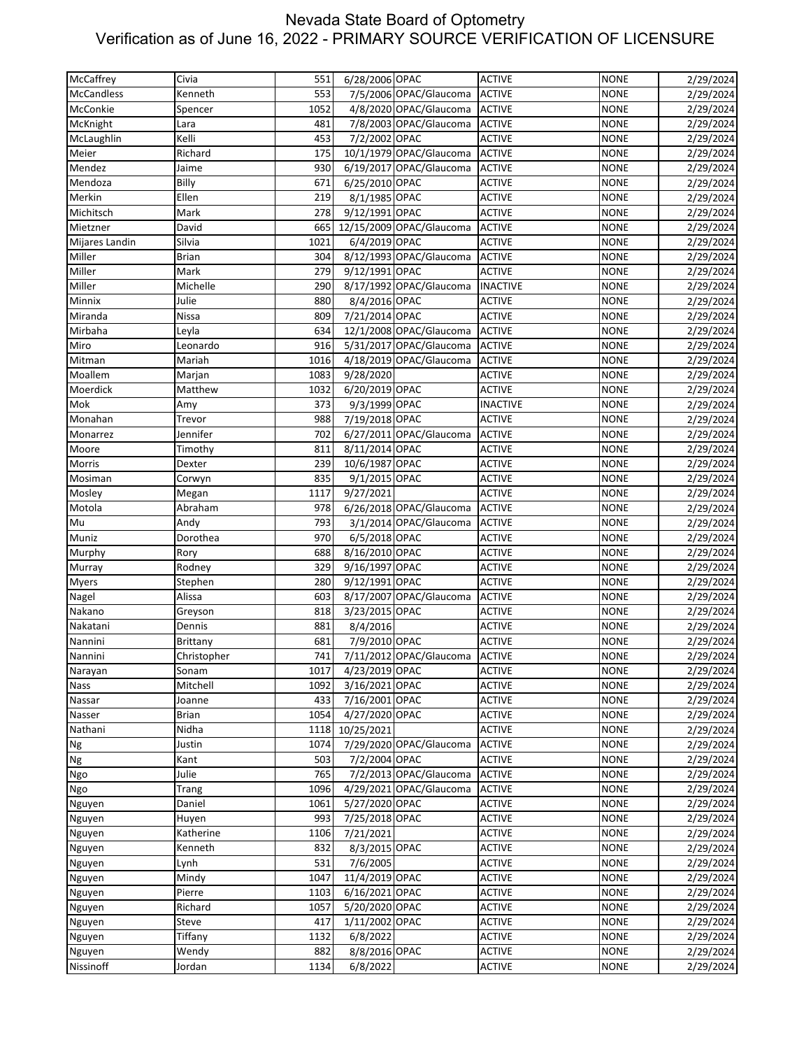# Nevada State Board of Optometry
## Verification as of June 16, 2022 - PRIMARY SOURCE VERIFICATION OF LICENSURE

| | | | | | | | |
|---|---|---|---|---|---|---|---|
| McCaffrey | Civia | 551 | 6/28/2006 | OPAC | ACTIVE | NONE | 2/29/2024 |
| McCandless | Kenneth | 553 | 7/5/2006 | OPAC/Glaucoma | ACTIVE | NONE | 2/29/2024 |
| McConkie | Spencer | 1052 | 4/8/2020 | OPAC/Glaucoma | ACTIVE | NONE | 2/29/2024 |
| McKnight | Lara | 481 | 7/8/2003 | OPAC/Glaucoma | ACTIVE | NONE | 2/29/2024 |
| McLaughlin | Kelli | 453 | 7/2/2002 | OPAC | ACTIVE | NONE | 2/29/2024 |
| Meier | Richard | 175 | 10/1/1979 | OPAC/Glaucoma | ACTIVE | NONE | 2/29/2024 |
| Mendez | Jaime | 930 | 6/19/2017 | OPAC/Glaucoma | ACTIVE | NONE | 2/29/2024 |
| Mendoza | Billy | 671 | 6/25/2010 | OPAC | ACTIVE | NONE | 2/29/2024 |
| Merkin | Ellen | 219 | 8/1/1985 | OPAC | ACTIVE | NONE | 2/29/2024 |
| Michitsch | Mark | 278 | 9/12/1991 | OPAC | ACTIVE | NONE | 2/29/2024 |
| Mietzner | David | 665 | 12/15/2009 | OPAC/Glaucoma | ACTIVE | NONE | 2/29/2024 |
| Mijares Landin | Silvia | 1021 | 6/4/2019 | OPAC | ACTIVE | NONE | 2/29/2024 |
| Miller | Brian | 304 | 8/12/1993 | OPAC/Glaucoma | ACTIVE | NONE | 2/29/2024 |
| Miller | Mark | 279 | 9/12/1991 | OPAC | ACTIVE | NONE | 2/29/2024 |
| Miller | Michelle | 290 | 8/17/1992 | OPAC/Glaucoma | INACTIVE | NONE | 2/29/2024 |
| Minnix | Julie | 880 | 8/4/2016 | OPAC | ACTIVE | NONE | 2/29/2024 |
| Miranda | Nissa | 809 | 7/21/2014 | OPAC | ACTIVE | NONE | 2/29/2024 |
| Mirbaha | Leyla | 634 | 12/1/2008 | OPAC/Glaucoma | ACTIVE | NONE | 2/29/2024 |
| Miro | Leonardo | 916 | 5/31/2017 | OPAC/Glaucoma | ACTIVE | NONE | 2/29/2024 |
| Mitman | Mariah | 1016 | 4/18/2019 | OPAC/Glaucoma | ACTIVE | NONE | 2/29/2024 |
| Moallem | Marjan | 1083 | 9/28/2020 | | ACTIVE | NONE | 2/29/2024 |
| Moerdick | Matthew | 1032 | 6/20/2019 | OPAC | ACTIVE | NONE | 2/29/2024 |
| Mok | Amy | 373 | 9/3/1999 | OPAC | INACTIVE | NONE | 2/29/2024 |
| Monahan | Trevor | 988 | 7/19/2018 | OPAC | ACTIVE | NONE | 2/29/2024 |
| Monarrez | Jennifer | 702 | 6/27/2011 | OPAC/Glaucoma | ACTIVE | NONE | 2/29/2024 |
| Moore | Timothy | 811 | 8/11/2014 | OPAC | ACTIVE | NONE | 2/29/2024 |
| Morris | Dexter | 239 | 10/6/1987 | OPAC | ACTIVE | NONE | 2/29/2024 |
| Mosiman | Corwyn | 835 | 9/1/2015 | OPAC | ACTIVE | NONE | 2/29/2024 |
| Mosley | Megan | 1117 | 9/27/2021 | | ACTIVE | NONE | 2/29/2024 |
| Motola | Abraham | 978 | 6/26/2018 | OPAC/Glaucoma | ACTIVE | NONE | 2/29/2024 |
| Mu | Andy | 793 | 3/1/2014 | OPAC/Glaucoma | ACTIVE | NONE | 2/29/2024 |
| Muniz | Dorothea | 970 | 6/5/2018 | OPAC | ACTIVE | NONE | 2/29/2024 |
| Murphy | Rory | 688 | 8/16/2010 | OPAC | ACTIVE | NONE | 2/29/2024 |
| Murray | Rodney | 329 | 9/16/1997 | OPAC | ACTIVE | NONE | 2/29/2024 |
| Myers | Stephen | 280 | 9/12/1991 | OPAC | ACTIVE | NONE | 2/29/2024 |
| Nagel | Alissa | 603 | 8/17/2007 | OPAC/Glaucoma | ACTIVE | NONE | 2/29/2024 |
| Nakano | Greyson | 818 | 3/23/2015 | OPAC | ACTIVE | NONE | 2/29/2024 |
| Nakatani | Dennis | 881 | 8/4/2016 | | ACTIVE | NONE | 2/29/2024 |
| Nannini | Brittany | 681 | 7/9/2010 | OPAC | ACTIVE | NONE | 2/29/2024 |
| Nannini | Christopher | 741 | 7/11/2012 | OPAC/Glaucoma | ACTIVE | NONE | 2/29/2024 |
| Narayan | Sonam | 1017 | 4/23/2019 | OPAC | ACTIVE | NONE | 2/29/2024 |
| Nass | Mitchell | 1092 | 3/16/2021 | OPAC | ACTIVE | NONE | 2/29/2024 |
| Nassar | Joanne | 433 | 7/16/2001 | OPAC | ACTIVE | NONE | 2/29/2024 |
| Nasser | Brian | 1054 | 4/27/2020 | OPAC | ACTIVE | NONE | 2/29/2024 |
| Nathani | Nidha | 1118 | 10/25/2021 | | ACTIVE | NONE | 2/29/2024 |
| Ng | Justin | 1074 | 7/29/2020 | OPAC/Glaucoma | ACTIVE | NONE | 2/29/2024 |
| Ng | Kant | 503 | 7/2/2004 | OPAC | ACTIVE | NONE | 2/29/2024 |
| Ngo | Julie | 765 | 7/2/2013 | OPAC/Glaucoma | ACTIVE | NONE | 2/29/2024 |
| Ngo | Trang | 1096 | 4/29/2021 | OPAC/Glaucoma | ACTIVE | NONE | 2/29/2024 |
| Nguyen | Daniel | 1061 | 5/27/2020 | OPAC | ACTIVE | NONE | 2/29/2024 |
| Nguyen | Huyen | 993 | 7/25/2018 | OPAC | ACTIVE | NONE | 2/29/2024 |
| Nguyen | Katherine | 1106 | 7/21/2021 | | ACTIVE | NONE | 2/29/2024 |
| Nguyen | Kenneth | 832 | 8/3/2015 | OPAC | ACTIVE | NONE | 2/29/2024 |
| Nguyen | Lynh | 531 | 7/6/2005 | | ACTIVE | NONE | 2/29/2024 |
| Nguyen | Mindy | 1047 | 11/4/2019 | OPAC | ACTIVE | NONE | 2/29/2024 |
| Nguyen | Pierre | 1103 | 6/16/2021 | OPAC | ACTIVE | NONE | 2/29/2024 |
| Nguyen | Richard | 1057 | 5/20/2020 | OPAC | ACTIVE | NONE | 2/29/2024 |
| Nguyen | Steve | 417 | 1/11/2002 | OPAC | ACTIVE | NONE | 2/29/2024 |
| Nguyen | Tiffany | 1132 | 6/8/2022 | | ACTIVE | NONE | 2/29/2024 |
| Nguyen | Wendy | 882 | 8/8/2016 | OPAC | ACTIVE | NONE | 2/29/2024 |
| Nissinoff | Jordan | 1134 | 6/8/2022 | | ACTIVE | NONE | 2/29/2024 |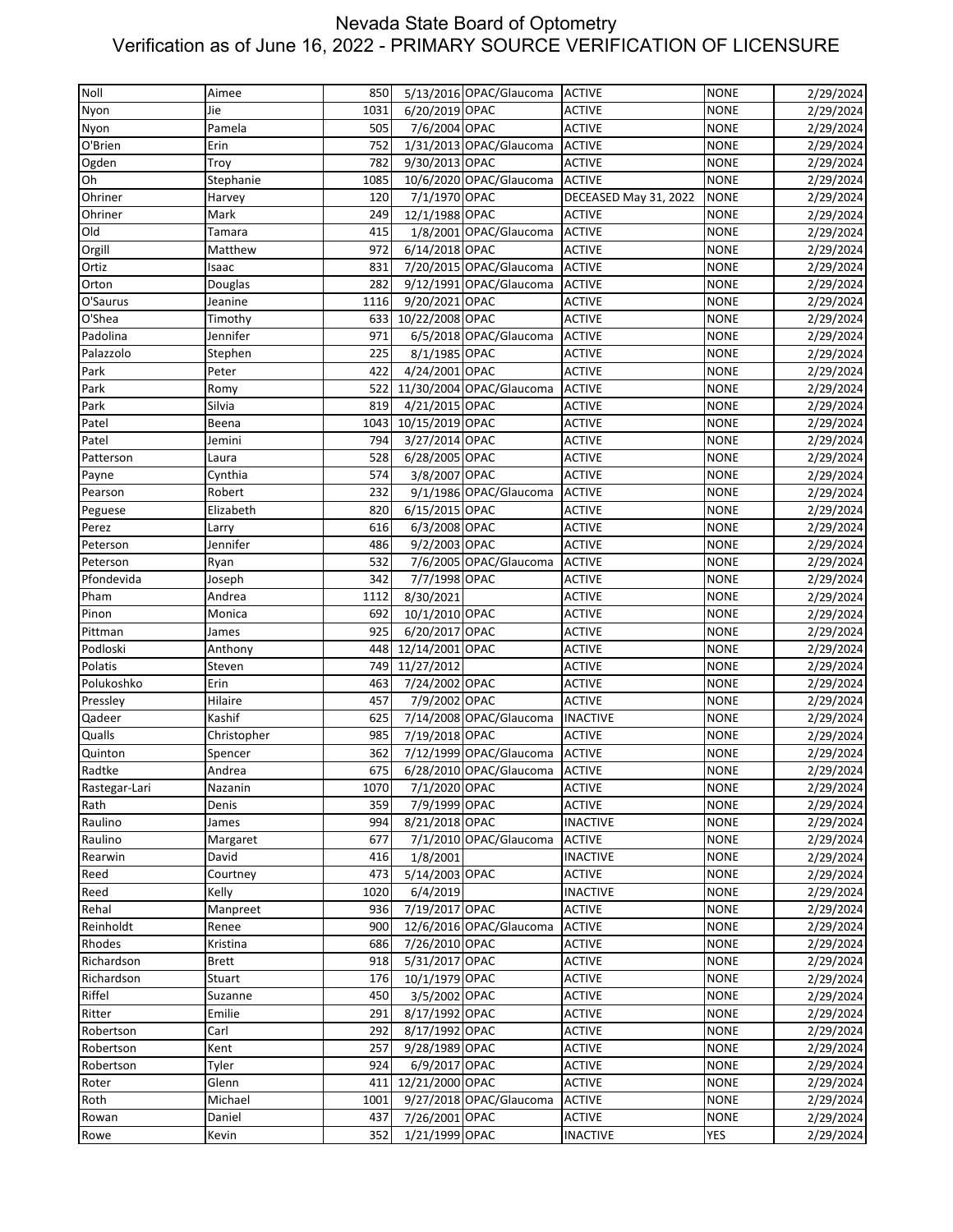# Nevada State Board of Optometry
## Verification as of June 16, 2022 - PRIMARY SOURCE VERIFICATION OF LICENSURE

| | | | | | | | |
|---|---|---|---|---|---|---|---|
| Noll | Aimee | 850 | 5/13/2016 | OPAC/Glaucoma | ACTIVE | NONE | 2/29/2024 |
| Nyon | Jie | 1031 | 6/20/2019 | OPAC | ACTIVE | NONE | 2/29/2024 |
| Nyon | Pamela | 505 | 7/6/2004 | OPAC | ACTIVE | NONE | 2/29/2024 |
| O'Brien | Erin | 752 | 1/31/2013 | OPAC/Glaucoma | ACTIVE | NONE | 2/29/2024 |
| Ogden | Troy | 782 | 9/30/2013 | OPAC | ACTIVE | NONE | 2/29/2024 |
| Oh | Stephanie | 1085 | 10/6/2020 | OPAC/Glaucoma | ACTIVE | NONE | 2/29/2024 |
| Ohriner | Harvey | 120 | 7/1/1970 | OPAC | DECEASED May 31, 2022 | NONE | 2/29/2024 |
| Ohriner | Mark | 249 | 12/1/1988 | OPAC | ACTIVE | NONE | 2/29/2024 |
| Old | Tamara | 415 | 1/8/2001 | OPAC/Glaucoma | ACTIVE | NONE | 2/29/2024 |
| Orgill | Matthew | 972 | 6/14/2018 | OPAC | ACTIVE | NONE | 2/29/2024 |
| Ortiz | Isaac | 831 | 7/20/2015 | OPAC/Glaucoma | ACTIVE | NONE | 2/29/2024 |
| Orton | Douglas | 282 | 9/12/1991 | OPAC/Glaucoma | ACTIVE | NONE | 2/29/2024 |
| O'Saurus | Jeanine | 1116 | 9/20/2021 | OPAC | ACTIVE | NONE | 2/29/2024 |
| O'Shea | Timothy | 633 | 10/22/2008 | OPAC | ACTIVE | NONE | 2/29/2024 |
| Padolina | Jennifer | 971 | 6/5/2018 | OPAC/Glaucoma | ACTIVE | NONE | 2/29/2024 |
| Palazzolo | Stephen | 225 | 8/1/1985 | OPAC | ACTIVE | NONE | 2/29/2024 |
| Park | Peter | 422 | 4/24/2001 | OPAC | ACTIVE | NONE | 2/29/2024 |
| Park | Romy | 522 | 11/30/2004 | OPAC/Glaucoma | ACTIVE | NONE | 2/29/2024 |
| Park | Silvia | 819 | 4/21/2015 | OPAC | ACTIVE | NONE | 2/29/2024 |
| Patel | Beena | 1043 | 10/15/2019 | OPAC | ACTIVE | NONE | 2/29/2024 |
| Patel | Jemini | 794 | 3/27/2014 | OPAC | ACTIVE | NONE | 2/29/2024 |
| Patterson | Laura | 528 | 6/28/2005 | OPAC | ACTIVE | NONE | 2/29/2024 |
| Payne | Cynthia | 574 | 3/8/2007 | OPAC | ACTIVE | NONE | 2/29/2024 |
| Pearson | Robert | 232 | 9/1/1986 | OPAC/Glaucoma | ACTIVE | NONE | 2/29/2024 |
| Peguese | Elizabeth | 820 | 6/15/2015 | OPAC | ACTIVE | NONE | 2/29/2024 |
| Perez | Larry | 616 | 6/3/2008 | OPAC | ACTIVE | NONE | 2/29/2024 |
| Peterson | Jennifer | 486 | 9/2/2003 | OPAC | ACTIVE | NONE | 2/29/2024 |
| Peterson | Ryan | 532 | 7/6/2005 | OPAC/Glaucoma | ACTIVE | NONE | 2/29/2024 |
| Pfondevida | Joseph | 342 | 7/7/1998 | OPAC | ACTIVE | NONE | 2/29/2024 |
| Pham | Andrea | 1112 | 8/30/2021 | | ACTIVE | NONE | 2/29/2024 |
| Pinon | Monica | 692 | 10/1/2010 | OPAC | ACTIVE | NONE | 2/29/2024 |
| Pittman | James | 925 | 6/20/2017 | OPAC | ACTIVE | NONE | 2/29/2024 |
| Podloski | Anthony | 448 | 12/14/2001 | OPAC | ACTIVE | NONE | 2/29/2024 |
| Polatis | Steven | 749 | 11/27/2012 | | ACTIVE | NONE | 2/29/2024 |
| Polukoshko | Erin | 463 | 7/24/2002 | OPAC | ACTIVE | NONE | 2/29/2024 |
| Pressley | Hilaire | 457 | 7/9/2002 | OPAC | ACTIVE | NONE | 2/29/2024 |
| Qadeer | Kashif | 625 | 7/14/2008 | OPAC/Glaucoma | INACTIVE | NONE | 2/29/2024 |
| Qualls | Christopher | 985 | 7/19/2018 | OPAC | ACTIVE | NONE | 2/29/2024 |
| Quinton | Spencer | 362 | 7/12/1999 | OPAC/Glaucoma | ACTIVE | NONE | 2/29/2024 |
| Radtke | Andrea | 675 | 6/28/2010 | OPAC/Glaucoma | ACTIVE | NONE | 2/29/2024 |
| Rastegar-Lari | Nazanin | 1070 | 7/1/2020 | OPAC | ACTIVE | NONE | 2/29/2024 |
| Rath | Denis | 359 | 7/9/1999 | OPAC | ACTIVE | NONE | 2/29/2024 |
| Raulino | James | 994 | 8/21/2018 | OPAC | INACTIVE | NONE | 2/29/2024 |
| Raulino | Margaret | 677 | 7/1/2010 | OPAC/Glaucoma | ACTIVE | NONE | 2/29/2024 |
| Rearwin | David | 416 | 1/8/2001 | | INACTIVE | NONE | 2/29/2024 |
| Reed | Courtney | 473 | 5/14/2003 | OPAC | ACTIVE | NONE | 2/29/2024 |
| Reed | Kelly | 1020 | 6/4/2019 | | INACTIVE | NONE | 2/29/2024 |
| Rehal | Manpreet | 936 | 7/19/2017 | OPAC | ACTIVE | NONE | 2/29/2024 |
| Reinholdt | Renee | 900 | 12/6/2016 | OPAC/Glaucoma | ACTIVE | NONE | 2/29/2024 |
| Rhodes | Kristina | 686 | 7/26/2010 | OPAC | ACTIVE | NONE | 2/29/2024 |
| Richardson | Brett | 918 | 5/31/2017 | OPAC | ACTIVE | NONE | 2/29/2024 |
| Richardson | Stuart | 176 | 10/1/1979 | OPAC | ACTIVE | NONE | 2/29/2024 |
| Riffel | Suzanne | 450 | 3/5/2002 | OPAC | ACTIVE | NONE | 2/29/2024 |
| Ritter | Emilie | 291 | 8/17/1992 | OPAC | ACTIVE | NONE | 2/29/2024 |
| Robertson | Carl | 292 | 8/17/1992 | OPAC | ACTIVE | NONE | 2/29/2024 |
| Robertson | Kent | 257 | 9/28/1989 | OPAC | ACTIVE | NONE | 2/29/2024 |
| Robertson | Tyler | 924 | 6/9/2017 | OPAC | ACTIVE | NONE | 2/29/2024 |
| Roter | Glenn | 411 | 12/21/2000 | OPAC | ACTIVE | NONE | 2/29/2024 |
| Roth | Michael | 1001 | 9/27/2018 | OPAC/Glaucoma | ACTIVE | NONE | 2/29/2024 |
| Rowan | Daniel | 437 | 7/26/2001 | OPAC | ACTIVE | NONE | 2/29/2024 |
| Rowe | Kevin | 352 | 1/21/1999 | OPAC | INACTIVE | YES | 2/29/2024 |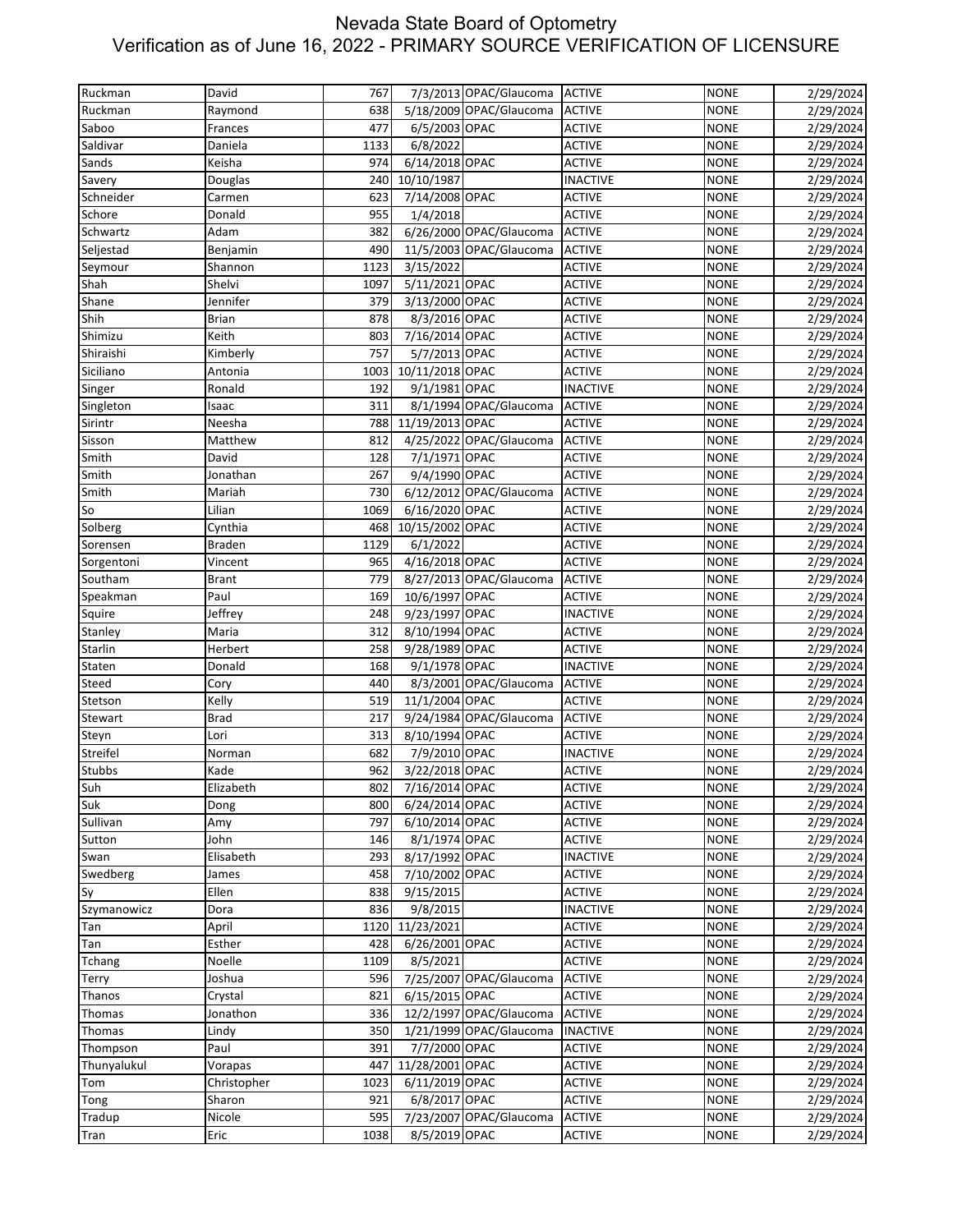# Nevada State Board of Optometry
## Verification as of June 16, 2022 - PRIMARY SOURCE VERIFICATION OF LICENSURE

| | | | | | | | |
|---|---|---|---|---|---|---|---|
| Ruckman | David | 767 | 7/3/2013 | OPAC/Glaucoma | ACTIVE | NONE | 2/29/2024 |
| Ruckman | Raymond | 638 | 5/18/2009 | OPAC/Glaucoma | ACTIVE | NONE | 2/29/2024 |
| Saboo | Frances | 477 | 6/5/2003 | OPAC | ACTIVE | NONE | 2/29/2024 |
| Saldivar | Daniela | 1133 | 6/8/2022 | | ACTIVE | NONE | 2/29/2024 |
| Sands | Keisha | 974 | 6/14/2018 | OPAC | ACTIVE | NONE | 2/29/2024 |
| Savery | Douglas | 240 | 10/10/1987 | | INACTIVE | NONE | 2/29/2024 |
| Schneider | Carmen | 623 | 7/14/2008 | OPAC | ACTIVE | NONE | 2/29/2024 |
| Schore | Donald | 955 | 1/4/2018 | | ACTIVE | NONE | 2/29/2024 |
| Schwartz | Adam | 382 | 6/26/2000 | OPAC/Glaucoma | ACTIVE | NONE | 2/29/2024 |
| Seljestad | Benjamin | 490 | 11/5/2003 | OPAC/Glaucoma | ACTIVE | NONE | 2/29/2024 |
| Seymour | Shannon | 1123 | 3/15/2022 | | ACTIVE | NONE | 2/29/2024 |
| Shah | Shelvi | 1097 | 5/11/2021 | OPAC | ACTIVE | NONE | 2/29/2024 |
| Shane | Jennifer | 379 | 3/13/2000 | OPAC | ACTIVE | NONE | 2/29/2024 |
| Shih | Brian | 878 | 8/3/2016 | OPAC | ACTIVE | NONE | 2/29/2024 |
| Shimizu | Keith | 803 | 7/16/2014 | OPAC | ACTIVE | NONE | 2/29/2024 |
| Shiraishi | Kimberly | 757 | 5/7/2013 | OPAC | ACTIVE | NONE | 2/29/2024 |
| Siciliano | Antonia | 1003 | 10/11/2018 | OPAC | ACTIVE | NONE | 2/29/2024 |
| Singer | Ronald | 192 | 9/1/1981 | OPAC | INACTIVE | NONE | 2/29/2024 |
| Singleton | Isaac | 311 | 8/1/1994 | OPAC/Glaucoma | ACTIVE | NONE | 2/29/2024 |
| Sirintr | Neesha | 788 | 11/19/2013 | OPAC | ACTIVE | NONE | 2/29/2024 |
| Sisson | Matthew | 812 | 4/25/2022 | OPAC/Glaucoma | ACTIVE | NONE | 2/29/2024 |
| Smith | David | 128 | 7/1/1971 | OPAC | ACTIVE | NONE | 2/29/2024 |
| Smith | Jonathan | 267 | 9/4/1990 | OPAC | ACTIVE | NONE | 2/29/2024 |
| Smith | Mariah | 730 | 6/12/2012 | OPAC/Glaucoma | ACTIVE | NONE | 2/29/2024 |
| So | Lilian | 1069 | 6/16/2020 | OPAC | ACTIVE | NONE | 2/29/2024 |
| Solberg | Cynthia | 468 | 10/15/2002 | OPAC | ACTIVE | NONE | 2/29/2024 |
| Sorensen | Braden | 1129 | 6/1/2022 | | ACTIVE | NONE | 2/29/2024 |
| Sorgentoni | Vincent | 965 | 4/16/2018 | OPAC | ACTIVE | NONE | 2/29/2024 |
| Southam | Brant | 779 | 8/27/2013 | OPAC/Glaucoma | ACTIVE | NONE | 2/29/2024 |
| Speakman | Paul | 169 | 10/6/1997 | OPAC | ACTIVE | NONE | 2/29/2024 |
| Squire | Jeffrey | 248 | 9/23/1997 | OPAC | INACTIVE | NONE | 2/29/2024 |
| Stanley | Maria | 312 | 8/10/1994 | OPAC | ACTIVE | NONE | 2/29/2024 |
| Starlin | Herbert | 258 | 9/28/1989 | OPAC | ACTIVE | NONE | 2/29/2024 |
| Staten | Donald | 168 | 9/1/1978 | OPAC | INACTIVE | NONE | 2/29/2024 |
| Steed | Cory | 440 | 8/3/2001 | OPAC/Glaucoma | ACTIVE | NONE | 2/29/2024 |
| Stetson | Kelly | 519 | 11/1/2004 | OPAC | ACTIVE | NONE | 2/29/2024 |
| Stewart | Brad | 217 | 9/24/1984 | OPAC/Glaucoma | ACTIVE | NONE | 2/29/2024 |
| Steyn | Lori | 313 | 8/10/1994 | OPAC | ACTIVE | NONE | 2/29/2024 |
| Streifel | Norman | 682 | 7/9/2010 | OPAC | INACTIVE | NONE | 2/29/2024 |
| Stubbs | Kade | 962 | 3/22/2018 | OPAC | ACTIVE | NONE | 2/29/2024 |
| Suh | Elizabeth | 802 | 7/16/2014 | OPAC | ACTIVE | NONE | 2/29/2024 |
| Suk | Dong | 800 | 6/24/2014 | OPAC | ACTIVE | NONE | 2/29/2024 |
| Sullivan | Amy | 797 | 6/10/2014 | OPAC | ACTIVE | NONE | 2/29/2024 |
| Sutton | John | 146 | 8/1/1974 | OPAC | ACTIVE | NONE | 2/29/2024 |
| Swan | Elisabeth | 293 | 8/17/1992 | OPAC | INACTIVE | NONE | 2/29/2024 |
| Swedberg | James | 458 | 7/10/2002 | OPAC | ACTIVE | NONE | 2/29/2024 |
| Sy | Ellen | 838 | 9/15/2015 | | ACTIVE | NONE | 2/29/2024 |
| Szymanowicz | Dora | 836 | 9/8/2015 | | INACTIVE | NONE | 2/29/2024 |
| Tan | April | 1120 | 11/23/2021 | | ACTIVE | NONE | 2/29/2024 |
| Tan | Esther | 428 | 6/26/2001 | OPAC | ACTIVE | NONE | 2/29/2024 |
| Tchang | Noelle | 1109 | 8/5/2021 | | ACTIVE | NONE | 2/29/2024 |
| Terry | Joshua | 596 | 7/25/2007 | OPAC/Glaucoma | ACTIVE | NONE | 2/29/2024 |
| Thanos | Crystal | 821 | 6/15/2015 | OPAC | ACTIVE | NONE | 2/29/2024 |
| Thomas | Jonathon | 336 | 12/2/1997 | OPAC/Glaucoma | ACTIVE | NONE | 2/29/2024 |
| Thomas | Lindy | 350 | 1/21/1999 | OPAC/Glaucoma | INACTIVE | NONE | 2/29/2024 |
| Thompson | Paul | 391 | 7/7/2000 | OPAC | ACTIVE | NONE | 2/29/2024 |
| Thunyalukul | Vorapas | 447 | 11/28/2001 | OPAC | ACTIVE | NONE | 2/29/2024 |
| Tom | Christopher | 1023 | 6/11/2019 | OPAC | ACTIVE | NONE | 2/29/2024 |
| Tong | Sharon | 921 | 6/8/2017 | OPAC | ACTIVE | NONE | 2/29/2024 |
| Tradup | Nicole | 595 | 7/23/2007 | OPAC/Glaucoma | ACTIVE | NONE | 2/29/2024 |
| Tran | Eric | 1038 | 8/5/2019 | OPAC | ACTIVE | NONE | 2/29/2024 |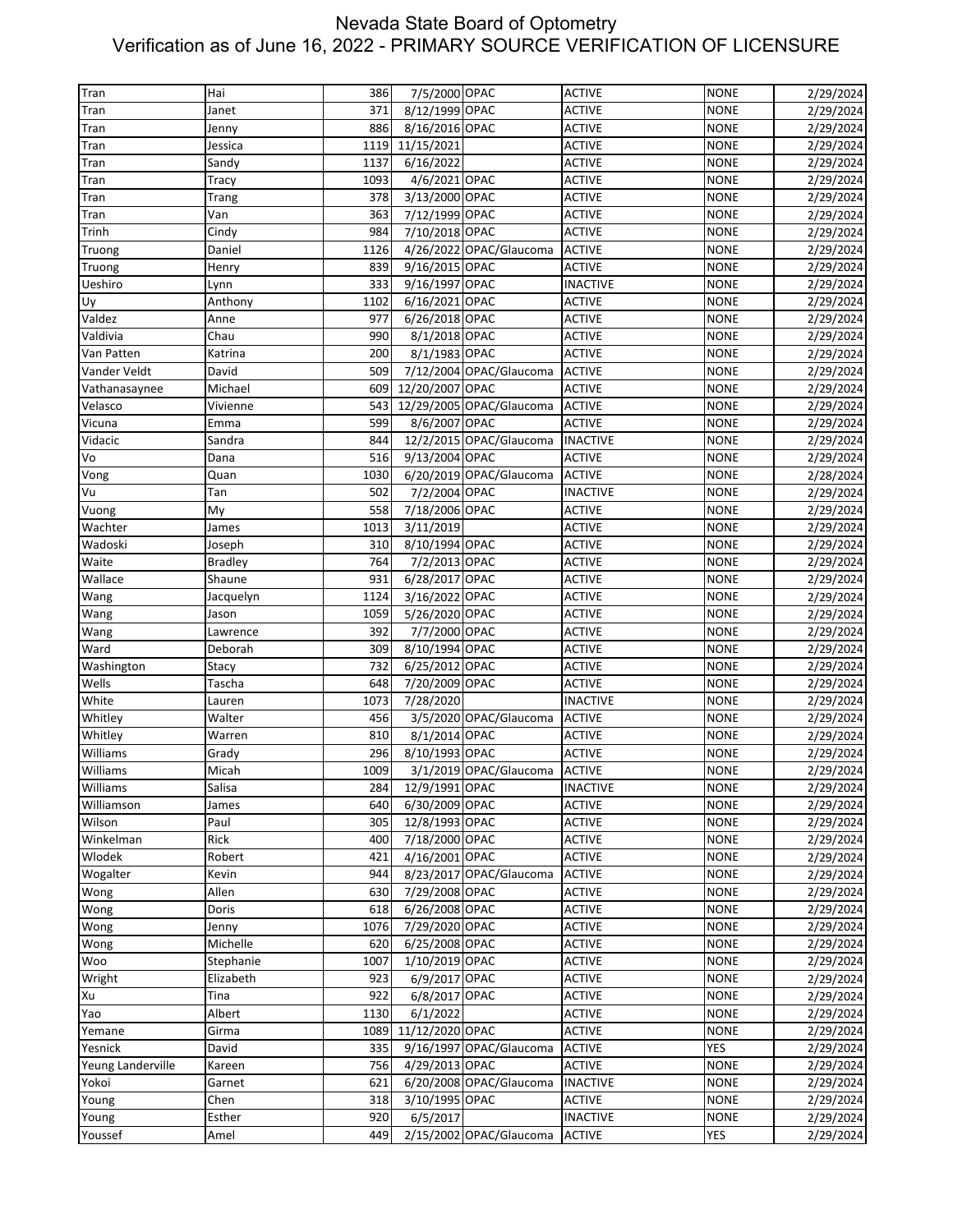# Nevada State Board of Optometry
## Verification as of June 16, 2022 - PRIMARY SOURCE VERIFICATION OF LICENSURE

| | | | | | | | |
|---|---|---|---|---|---|---|---|
| Tran | Hai | 386 | 7/5/2000 | OPAC | ACTIVE | NONE | 2/29/2024 |
| Tran | Janet | 371 | 8/12/1999 | OPAC | ACTIVE | NONE | 2/29/2024 |
| Tran | Jenny | 886 | 8/16/2016 | OPAC | ACTIVE | NONE | 2/29/2024 |
| Tran | Jessica | 1119 | 11/15/2021 | | ACTIVE | NONE | 2/29/2024 |
| Tran | Sandy | 1137 | 6/16/2022 | | ACTIVE | NONE | 2/29/2024 |
| Tran | Tracy | 1093 | 4/6/2021 | OPAC | ACTIVE | NONE | 2/29/2024 |
| Tran | Trang | 378 | 3/13/2000 | OPAC | ACTIVE | NONE | 2/29/2024 |
| Tran | Van | 363 | 7/12/1999 | OPAC | ACTIVE | NONE | 2/29/2024 |
| Trinh | Cindy | 984 | 7/10/2018 | OPAC | ACTIVE | NONE | 2/29/2024 |
| Truong | Daniel | 1126 | 4/26/2022 | OPAC/Glaucoma | ACTIVE | NONE | 2/29/2024 |
| Truong | Henry | 839 | 9/16/2015 | OPAC | ACTIVE | NONE | 2/29/2024 |
| Ueshiro | Lynn | 333 | 9/16/1997 | OPAC | INACTIVE | NONE | 2/29/2024 |
| Uy | Anthony | 1102 | 6/16/2021 | OPAC | ACTIVE | NONE | 2/29/2024 |
| Valdez | Anne | 977 | 6/26/2018 | OPAC | ACTIVE | NONE | 2/29/2024 |
| Valdivia | Chau | 990 | 8/1/2018 | OPAC | ACTIVE | NONE | 2/29/2024 |
| Van Patten | Katrina | 200 | 8/1/1983 | OPAC | ACTIVE | NONE | 2/29/2024 |
| Vander Veldt | David | 509 | 7/12/2004 | OPAC/Glaucoma | ACTIVE | NONE | 2/29/2024 |
| Vathanasaynee | Michael | 609 | 12/20/2007 | OPAC | ACTIVE | NONE | 2/29/2024 |
| Velasco | Vivienne | 543 | 12/29/2005 | OPAC/Glaucoma | ACTIVE | NONE | 2/29/2024 |
| Vicuna | Emma | 599 | 8/6/2007 | OPAC | ACTIVE | NONE | 2/29/2024 |
| Vidacic | Sandra | 844 | 12/2/2015 | OPAC/Glaucoma | INACTIVE | NONE | 2/29/2024 |
| Vo | Dana | 516 | 9/13/2004 | OPAC | ACTIVE | NONE | 2/29/2024 |
| Vong | Quan | 1030 | 6/20/2019 | OPAC/Glaucoma | ACTIVE | NONE | 2/28/2024 |
| Vu | Tan | 502 | 7/2/2004 | OPAC | INACTIVE | NONE | 2/29/2024 |
| Vuong | My | 558 | 7/18/2006 | OPAC | ACTIVE | NONE | 2/29/2024 |
| Wachter | James | 1013 | 3/11/2019 | | ACTIVE | NONE | 2/29/2024 |
| Wadoski | Joseph | 310 | 8/10/1994 | OPAC | ACTIVE | NONE | 2/29/2024 |
| Waite | Bradley | 764 | 7/2/2013 | OPAC | ACTIVE | NONE | 2/29/2024 |
| Wallace | Shaune | 931 | 6/28/2017 | OPAC | ACTIVE | NONE | 2/29/2024 |
| Wang | Jacquelyn | 1124 | 3/16/2022 | OPAC | ACTIVE | NONE | 2/29/2024 |
| Wang | Jason | 1059 | 5/26/2020 | OPAC | ACTIVE | NONE | 2/29/2024 |
| Wang | Lawrence | 392 | 7/7/2000 | OPAC | ACTIVE | NONE | 2/29/2024 |
| Ward | Deborah | 309 | 8/10/1994 | OPAC | ACTIVE | NONE | 2/29/2024 |
| Washington | Stacy | 732 | 6/25/2012 | OPAC | ACTIVE | NONE | 2/29/2024 |
| Wells | Tascha | 648 | 7/20/2009 | OPAC | ACTIVE | NONE | 2/29/2024 |
| White | Lauren | 1073 | 7/28/2020 | | INACTIVE | NONE | 2/29/2024 |
| Whitley | Walter | 456 | 3/5/2020 | OPAC/Glaucoma | ACTIVE | NONE | 2/29/2024 |
| Whitley | Warren | 810 | 8/1/2014 | OPAC | ACTIVE | NONE | 2/29/2024 |
| Williams | Grady | 296 | 8/10/1993 | OPAC | ACTIVE | NONE | 2/29/2024 |
| Williams | Micah | 1009 | 3/1/2019 | OPAC/Glaucoma | ACTIVE | NONE | 2/29/2024 |
| Williams | Salisa | 284 | 12/9/1991 | OPAC | INACTIVE | NONE | 2/29/2024 |
| Williamson | James | 640 | 6/30/2009 | OPAC | ACTIVE | NONE | 2/29/2024 |
| Wilson | Paul | 305 | 12/8/1993 | OPAC | ACTIVE | NONE | 2/29/2024 |
| Winkelman | Rick | 400 | 7/18/2000 | OPAC | ACTIVE | NONE | 2/29/2024 |
| Wlodek | Robert | 421 | 4/16/2001 | OPAC | ACTIVE | NONE | 2/29/2024 |
| Wogalter | Kevin | 944 | 8/23/2017 | OPAC/Glaucoma | ACTIVE | NONE | 2/29/2024 |
| Wong | Allen | 630 | 7/29/2008 | OPAC | ACTIVE | NONE | 2/29/2024 |
| Wong | Doris | 618 | 6/26/2008 | OPAC | ACTIVE | NONE | 2/29/2024 |
| Wong | Jenny | 1076 | 7/29/2020 | OPAC | ACTIVE | NONE | 2/29/2024 |
| Wong | Michelle | 620 | 6/25/2008 | OPAC | ACTIVE | NONE | 2/29/2024 |
| Woo | Stephanie | 1007 | 1/10/2019 | OPAC | ACTIVE | NONE | 2/29/2024 |
| Wright | Elizabeth | 923 | 6/9/2017 | OPAC | ACTIVE | NONE | 2/29/2024 |
| Xu | Tina | 922 | 6/8/2017 | OPAC | ACTIVE | NONE | 2/29/2024 |
| Yao | Albert | 1130 | 6/1/2022 | | ACTIVE | NONE | 2/29/2024 |
| Yemane | Girma | 1089 | 11/12/2020 | OPAC | ACTIVE | NONE | 2/29/2024 |
| Yesnick | David | 335 | 9/16/1997 | OPAC/Glaucoma | ACTIVE | YES | 2/29/2024 |
| Yeung Landerville | Kareen | 756 | 4/29/2013 | OPAC | ACTIVE | NONE | 2/29/2024 |
| Yokoi | Garnet | 621 | 6/20/2008 | OPAC/Glaucoma | INACTIVE | NONE | 2/29/2024 |
| Young | Chen | 318 | 3/10/1995 | OPAC | ACTIVE | NONE | 2/29/2024 |
| Young | Esther | 920 | 6/5/2017 | | INACTIVE | NONE | 2/29/2024 |
| Youssef | Amel | 449 | 2/15/2002 | OPAC/Glaucoma | ACTIVE | YES | 2/29/2024 |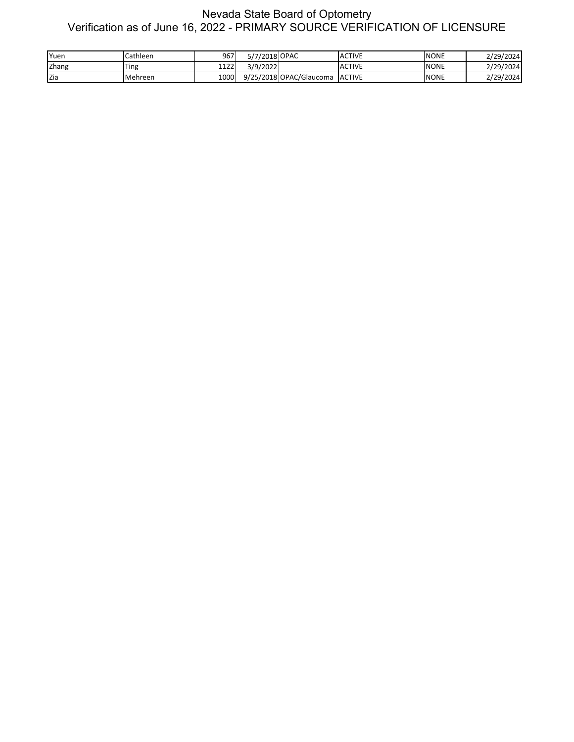| | | | | | | | |
|---|---|---|---|---|---|---|---|
| Yuen | Cathleen | 967 | 5/7/2018 | OPAC | ACTIVE | NONE | 2/29/2024 |
| Zhang | Ting | 1122 | 3/9/2022 | | ACTIVE | NONE | 2/29/2024 |
| Zia | Mehreen | 1000 | 9/25/2018 | OPAC/Glaucoma | ACTIVE | NONE | 2/29/2024 |